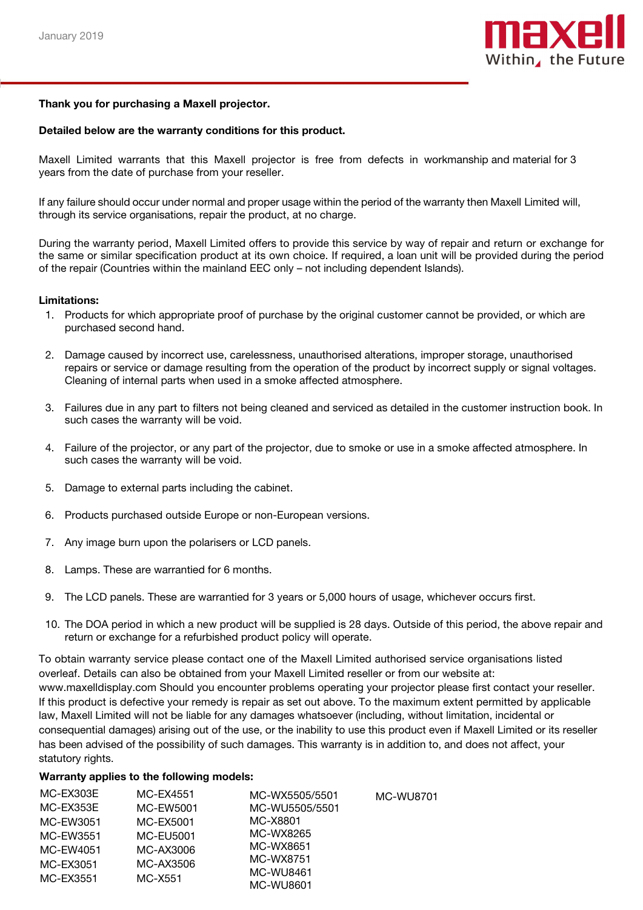January 2019

maxell
Within the Future

**Thank you for purchasing a Maxell projector.**

**Detailed below are the warranty conditions for this product.**

Maxell Limited warrants that this Maxell projector is free from defects in workmanship and material for 3 years from the date of purchase from your reseller.

If any failure should occur under normal and proper usage within the period of the warranty then Maxell Limited will, through its service organisations, repair the product, at no charge.

During the warranty period, Maxell Limited offers to provide this service by way of repair and return or exchange for the same or similar specification product at its own choice. If required, a loan unit will be provided during the period of the repair (Countries within the mainland EEC only – not including dependent Islands).

**Limitations:**

1. Products for which appropriate proof of purchase by the original customer cannot be provided, or which are purchased second hand.
2. Damage caused by incorrect use, carelessness, unauthorised alterations, improper storage, unauthorised repairs or service or damage resulting from the operation of the product by incorrect supply or signal voltages. Cleaning of internal parts when used in a smoke affected atmosphere.
3. Failures due in any part to filters not being cleaned and serviced as detailed in the customer instruction book. In such cases the warranty will be void.
4. Failure of the projector, or any part of the projector, due to smoke or use in a smoke affected atmosphere. In such cases the warranty will be void.
5. Damage to external parts including the cabinet.
6. Products purchased outside Europe or non-European versions.
7. Any image burn upon the polarisers or LCD panels.
8. Lamps. These are warrantied for 6 months.
9. The LCD panels. These are warrantied for 3 years or 5,000 hours of usage, whichever occurs first.
10. The DOA period in which a new product will be supplied is 28 days. Outside of this period, the above repair and return or exchange for a refurbished product policy will operate.

To obtain warranty service please contact one of the Maxell Limited authorised service organisations listed overleaf. Details can also be obtained from your Maxell Limited reseller or from our website at: www.maxelldisplay.com Should you encounter problems operating your projector please first contact your reseller. If this product is defective your remedy is repair as set out above. To the maximum extent permitted by applicable law, Maxell Limited will not be liable for any damages whatsoever (including, without limitation, incidental or consequential damages) arising out of the use, or the inability to use this product even if Maxell Limited or its reseller has been advised of the possibility of such damages. This warranty is in addition to, and does not affect, your statutory rights.

**Warranty applies to the following models:**

| | | | |
|---|---|---|---|
| MC-EX303E | MC-EX4551 | MC-WX5505/5501 | MC-WU8701 |
| MC-EX353E | MC-EW5001 | MC-WU5505/5501 | |
| MC-EW3051 | MC-EX5001 | MC-X8801 | |
| MC-EW3551 | MC-EU5001 | MC-WX8265 | |
| MC-EW4051 | MC-AX3006 | MC-WX8651 | |
| MC-EX3051 | MC-AX3506 | MC-WX8751 | |
| MC-EX3551 | MC-X551 | MC-WU8461 | |
| | | MC-WU8601 | |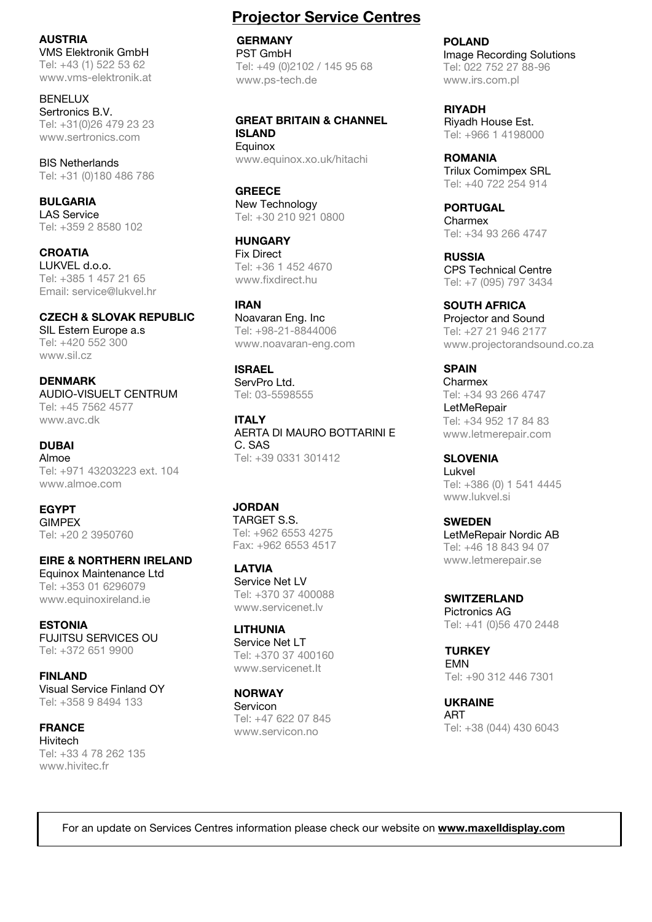# Projector Service Centres

**AUSTRIA**
VMS Elektronik GmbH
Tel: +43 (1) 522 53 62
www.vms-elektronik.at

BENELUX
Sertronics B.V.
Tel: +31(0)26 479 23 23
www.sertronics.com

BIS Netherlands
Tel: +31 (0)180 486 786

**BULGARIA**
LAS Service
Tel: +359 2 8580 102

**CROATIA**
LUKVEL d.o.o.
Tel: +385 1 457 21 65
Email: service@lukvel.hr

**CZECH & SLOVAK REPUBLIC**
SIL Estern Europe a.s
Tel: +420 552 300
www.sil.cz

**DENMARK**
AUDIO-VISUELT CENTRUM
Tel: +45 7562 4577
www.avc.dk

**DUBAI**
Almoe
Tel: +971 43203223 ext. 104
www.almoe.com

**EGYPT**
GIMPEX
Tel: +20 2 3950760

**EIRE & NORTHERN IRELAND**
Equinox Maintenance Ltd
Tel: +353 01 6296079
www.equinoxireland.ie

**ESTONIA**
FUJITSU SERVICES OU
Tel: +372 651 9900

**FINLAND**
Visual Service Finland OY
Tel: +358 9 8494 133

**FRANCE**
Hivitech
Tel: +33 4 78 262 135
www.hivitec.fr

**GERMANY**
PST GmbH
Tel: +49 (0)2102 / 145 95 68
www.ps-tech.de

**GREAT BRITAIN & CHANNEL ISLAND**
Equinox
www.equinox.xo.uk/hitachi

**GREECE**
New Technology
Tel: +30 210 921 0800

**HUNGARY**
Fix Direct
Tel: +36 1 452 4670
www.fixdirect.hu

**IRAN**
Noavaran Eng. Inc
Tel: +98-21-8844006
www.noavaran-eng.com

**ISRAEL**
ServPro Ltd.
Tel: 03-5598555

**ITALY**
AERTA DI MAURO BOTTARINI E C. SAS
Tel: +39 0331 301412

**JORDAN**
TARGET S.S.
Tel: +962 6553 4275
Fax: +962 6553 4517

**LATVIA**
Service Net LV
Tel: +370 37 400088
www.servicenet.lv

**LITHUNIA**
Service Net LT
Tel: +370 37 400160
www.servicenet.lt

**NORWAY**
Servicon
Tel: +47 622 07 845
www.servicon.no

**POLAND**
Image Recording Solutions
Tel: 022 752 27 88-96
www.irs.com.pl

**RIYADH**
Riyadh House Est.
Tel: +966 1 4198000

**ROMANIA**
Trilux Comimpex SRL
Tel: +40 722 254 914

**PORTUGAL**
Charmex
Tel: +34 93 266 4747

**RUSSIA**
CPS Technical Centre
Tel: +7 (095) 797 3434

**SOUTH AFRICA**
Projector and Sound
Tel: +27 21 946 2177
www.projectorandsound.co.za

**SPAIN**
Charmex
Tel: +34 93 266 4747
LetMeRepair
Tel: +34 952 17 84 83
www.letmerepair.com

**SLOVENIA**
Lukvel
Tel: +386 (0) 1 541 4445
www.lukvel.si

**SWEDEN**
LetMeRepair Nordic AB
Tel: +46 18 843 94 07
www.letmerepair.se

**SWITZERLAND**
Pictronics AG
Tel: +41 (0)56 470 2448

**TURKEY**
EMN
Tel: +90 312 446 7301

**UKRAINE**
ART
Tel: +38 (044) 430 6043

For an update on Services Centres information please check our website on **www.maxelldisplay.com**